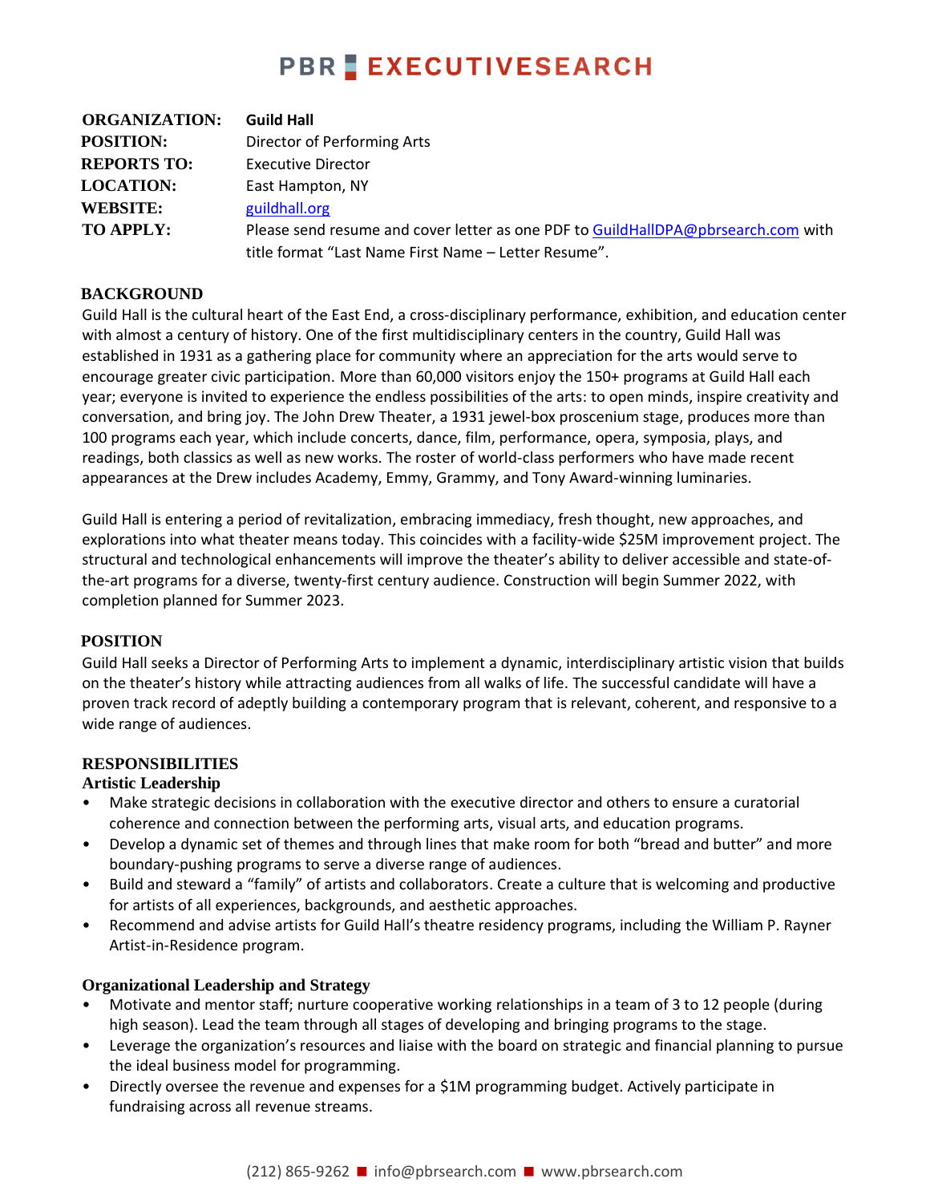# PBR EXECUTIVESEARCH

| | |
|---|---|
| **ORGANIZATION:** | **Guild Hall** |
| **POSITION:** | Director of Performing Arts |
| **REPORTS TO:** | Executive Director |
| **LOCATION:** | East Hampton, NY |
| **WEBSITE:** | guildhall.org |
| **TO APPLY:** | Please send resume and cover letter as one PDF to GuildHallDPA@pbrsearch.com with title format "Last Name First Name – Letter Resume". |

## BACKGROUND

Guild Hall is the cultural heart of the East End, a cross-disciplinary performance, exhibition, and education center with almost a century of history. One of the first multidisciplinary centers in the country, Guild Hall was established in 1931 as a gathering place for community where an appreciation for the arts would serve to encourage greater civic participation. More than 60,000 visitors enjoy the 150+ programs at Guild Hall each year; everyone is invited to experience the endless possibilities of the arts: to open minds, inspire creativity and conversation, and bring joy. The John Drew Theater, a 1931 jewel-box proscenium stage, produces more than 100 programs each year, which include concerts, dance, film, performance, opera, symposia, plays, and readings, both classics as well as new works. The roster of world-class performers who have made recent appearances at the Drew includes Academy, Emmy, Grammy, and Tony Award-winning luminaries.

Guild Hall is entering a period of revitalization, embracing immediacy, fresh thought, new approaches, and explorations into what theater means today. This coincides with a facility-wide $25M improvement project. The structural and technological enhancements will improve the theater's ability to deliver accessible and state-of-the-art programs for a diverse, twenty-first century audience. Construction will begin Summer 2022, with completion planned for Summer 2023.

## POSITION

Guild Hall seeks a Director of Performing Arts to implement a dynamic, interdisciplinary artistic vision that builds on the theater's history while attracting audiences from all walks of life. The successful candidate will have a proven track record of adeptly building a contemporary program that is relevant, coherent, and responsive to a wide range of audiences.

## RESPONSIBILITIES

### Artistic Leadership

- Make strategic decisions in collaboration with the executive director and others to ensure a curatorial coherence and connection between the performing arts, visual arts, and education programs.
- Develop a dynamic set of themes and through lines that make room for both "bread and butter" and more boundary-pushing programs to serve a diverse range of audiences.
- Build and steward a "family" of artists and collaborators. Create a culture that is welcoming and productive for artists of all experiences, backgrounds, and aesthetic approaches.
- Recommend and advise artists for Guild Hall's theatre residency programs, including the William P. Rayner Artist-in-Residence program.

### Organizational Leadership and Strategy

- Motivate and mentor staff; nurture cooperative working relationships in a team of 3 to 12 people (during high season). Lead the team through all stages of developing and bringing programs to the stage.
- Leverage the organization's resources and liaise with the board on strategic and financial planning to pursue the ideal business model for programming.
- Directly oversee the revenue and expenses for a $1M programming budget. Actively participate in fundraising across all revenue streams.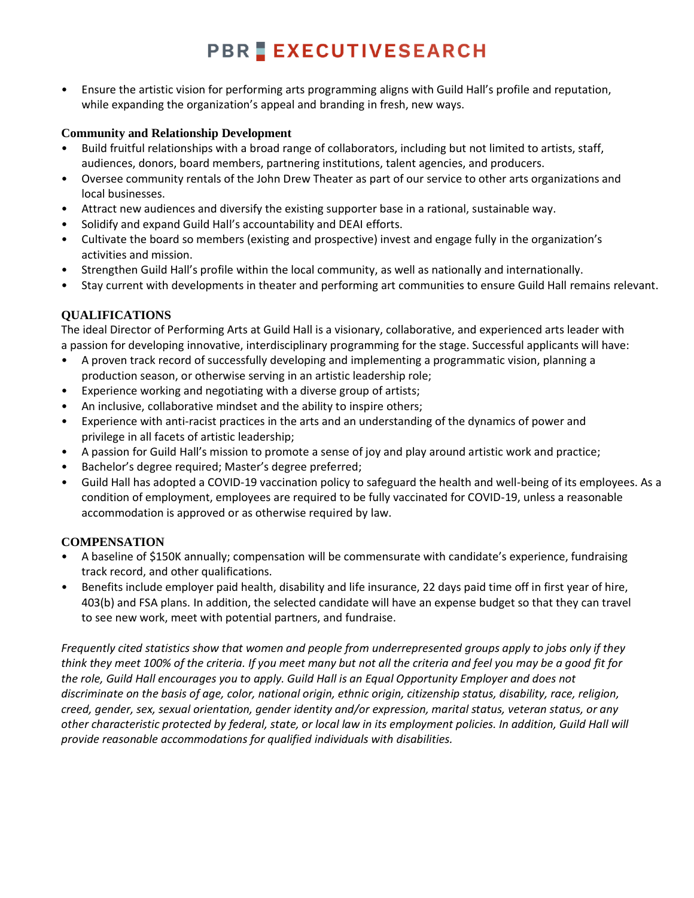- Ensure the artistic vision for performing arts programming aligns with Guild Hall's profile and reputation, while expanding the organization's appeal and branding in fresh, new ways.

**Community and Relationship Development**

- Build fruitful relationships with a broad range of collaborators, including but not limited to artists, staff, audiences, donors, board members, partnering institutions, talent agencies, and producers.
- Oversee community rentals of the John Drew Theater as part of our service to other arts organizations and local businesses.
- Attract new audiences and diversify the existing supporter base in a rational, sustainable way.
- Solidify and expand Guild Hall's accountability and DEAI efforts.
- Cultivate the board so members (existing and prospective) invest and engage fully in the organization's activities and mission.
- Strengthen Guild Hall's profile within the local community, as well as nationally and internationally.
- Stay current with developments in theater and performing art communities to ensure Guild Hall remains relevant.

## QUALIFICATIONS

The ideal Director of Performing Arts at Guild Hall is a visionary, collaborative, and experienced arts leader with a passion for developing innovative, interdisciplinary programming for the stage. Successful applicants will have:

- A proven track record of successfully developing and implementing a programmatic vision, planning a production season, or otherwise serving in an artistic leadership role;
- Experience working and negotiating with a diverse group of artists;
- An inclusive, collaborative mindset and the ability to inspire others;
- Experience with anti-racist practices in the arts and an understanding of the dynamics of power and privilege in all facets of artistic leadership;
- A passion for Guild Hall's mission to promote a sense of joy and play around artistic work and practice;
- Bachelor's degree required; Master's degree preferred;
- Guild Hall has adopted a COVID-19 vaccination policy to safeguard the health and well-being of its employees. As a condition of employment, employees are required to be fully vaccinated for COVID-19, unless a reasonable accommodation is approved or as otherwise required by law.

## COMPENSATION

- A baseline of $150K annually; compensation will be commensurate with candidate's experience, fundraising track record, and other qualifications.
- Benefits include employer paid health, disability and life insurance, 22 days paid time off in first year of hire, 403(b) and FSA plans. In addition, the selected candidate will have an expense budget so that they can travel to see new work, meet with potential partners, and fundraise.

*Frequently cited statistics show that women and people from underrepresented groups apply to jobs only if they think they meet 100% of the criteria. If you meet many but not all the criteria and feel you may be a good fit for the role, Guild Hall encourages you to apply. Guild Hall is an Equal Opportunity Employer and does not discriminate on the basis of age, color, national origin, ethnic origin, citizenship status, disability, race, religion, creed, gender, sex, sexual orientation, gender identity and/or expression, marital status, veteran status, or any other characteristic protected by federal, state, or local law in its employment policies. In addition, Guild Hall will provide reasonable accommodations for qualified individuals with disabilities.*